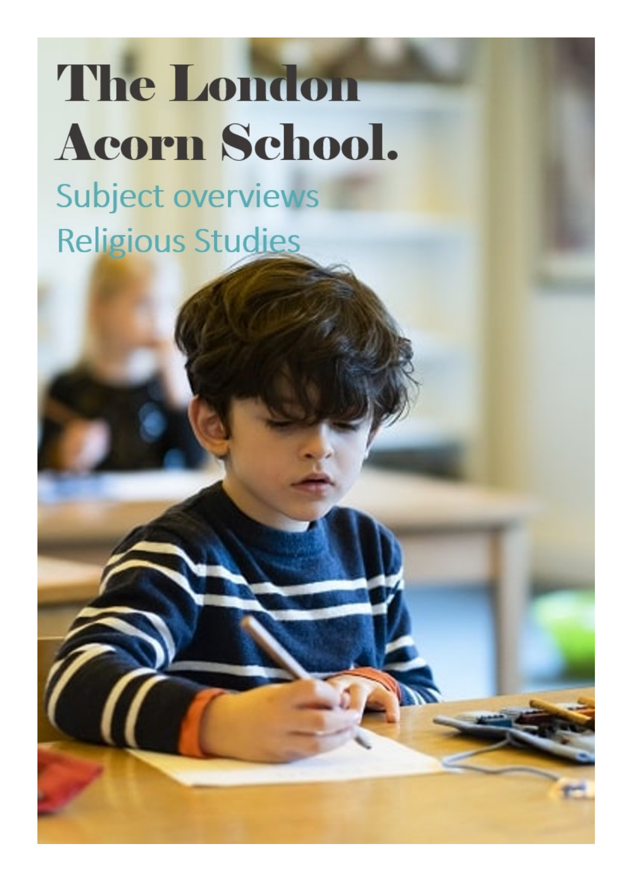# The London Acorn School.

Subject overviews

Religious Studies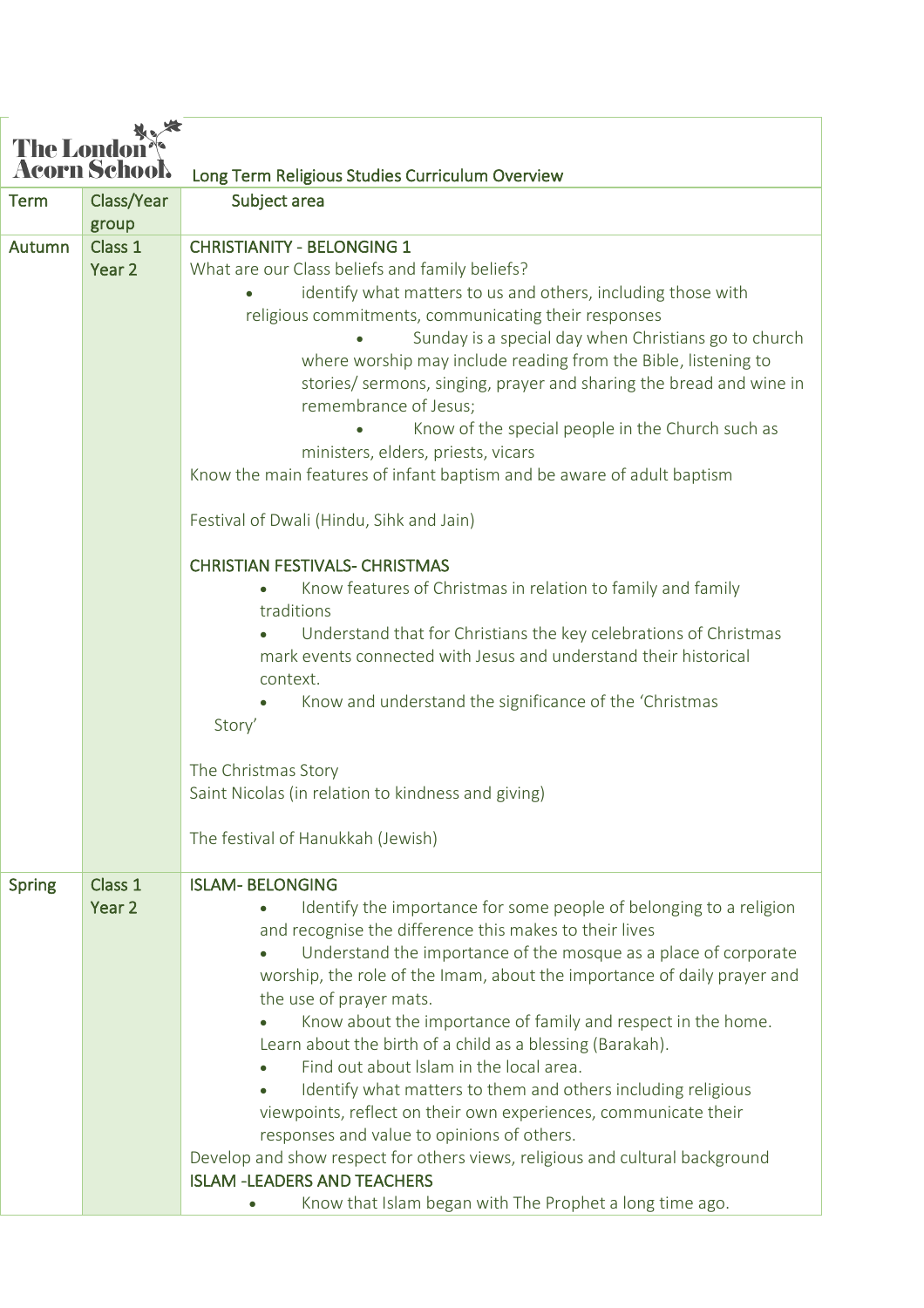| The London Acorn School | | Long Term Religious Studies Curriculum Overview |
|---|---|---|
| Term | Class/Year group | Subject area |
| Autumn | Class 1 Year 2 | CHRISTIANITY - BELONGING 1<br>What are our Class beliefs and family beliefs?<br>• identify what matters to us and others, including those with religious commitments, communicating their responses<br>• Sunday is a special day when Christians go to church where worship may include reading from the Bible, listening to stories/ sermons, singing, prayer and sharing the bread and wine in remembrance of Jesus;<br>• Know of the special people in the Church such as ministers, elders, priests, vicars<br>Know the main features of infant baptism and be aware of adult baptism<br><br>Festival of Dwali (Hindu, Sihk and Jain)<br><br>CHRISTIAN FESTIVALS- CHRISTMAS<br>• Know features of Christmas in relation to family and family traditions<br>• Understand that for Christians the key celebrations of Christmas mark events connected with Jesus and understand their historical context.<br>• Know and understand the significance of the 'Christmas Story'<br><br>The Christmas Story<br>Saint Nicolas (in relation to kindness and giving)<br><br>The festival of Hanukkah (Jewish) |
| Spring | Class 1 Year 2 | ISLAM- BELONGING<br>• Identify the importance for some people of belonging to a religion and recognise the difference this makes to their lives<br>• Understand the importance of the mosque as a place of corporate worship, the role of the Imam, about the importance of daily prayer and the use of prayer mats.<br>• Know about the importance of family and respect in the home. Learn about the birth of a child as a blessing (Barakah).<br>• Find out about Islam in the local area.<br>• Identify what matters to them and others including religious viewpoints, reflect on their own experiences, communicate their responses and value to opinions of others.<br>Develop and show respect for others views, religious and cultural background<br>ISLAM -LEADERS AND TEACHERS<br>• Know that Islam began with The Prophet a long time ago. |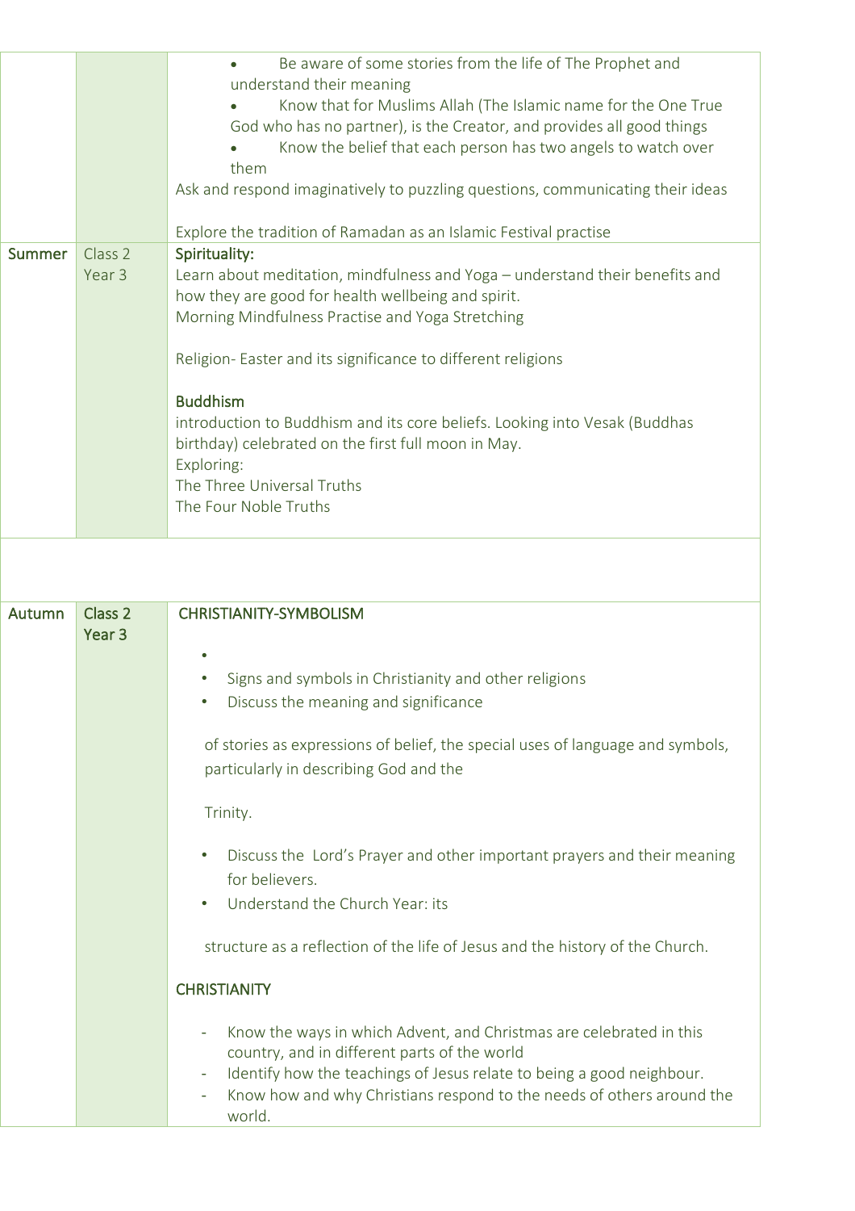| | | |
|---|---|---|
| | | • Be aware of some stories from the life of The Prophet and understand their meaning<br>• Know that for Muslims Allah (The Islamic name for the One True God who has no partner), is the Creator, and provides all good things<br>• Know the belief that each person has two angels to watch over them<br>Ask and respond imaginatively to puzzling questions, communicating their ideas<br><br>Explore the tradition of Ramadan as an Islamic Festival practise |
| Summer | Class 2<br>Year 3 | **Spirituality:**<br>Learn about meditation, mindfulness and Yoga – understand their benefits and how they are good for health wellbeing and spirit.<br>Morning Mindfulness Practise and Yoga Stretching<br><br>Religion- Easter and its significance to different religions<br><br>**Buddhism**<br>introduction to Buddhism and its core beliefs. Looking into Vesak (Buddhas birthday) celebrated on the first full moon in May.<br>Exploring:<br>The Three Universal Truths<br>The Four Noble Truths |
| | | |
| Autumn | Class 2<br>Year 3 | **CHRISTIANITY-SYMBOLISM**<br><br>•<br>• Signs and symbols in Christianity and other religions<br>• Discuss the meaning and significance<br><br>of stories as expressions of belief, the special uses of language and symbols, particularly in describing God and the<br><br>Trinity.<br><br>• Discuss the Lord's Prayer and other important prayers and their meaning for believers.<br>• Understand the Church Year: its<br><br>structure as a reflection of the life of Jesus and the history of the Church.<br><br>**CHRISTIANITY**<br><br>- Know the ways in which Advent, and Christmas are celebrated in this country, and in different parts of the world<br>- Identify how the teachings of Jesus relate to being a good neighbour.<br>- Know how and why Christians respond to the needs of others around the world. |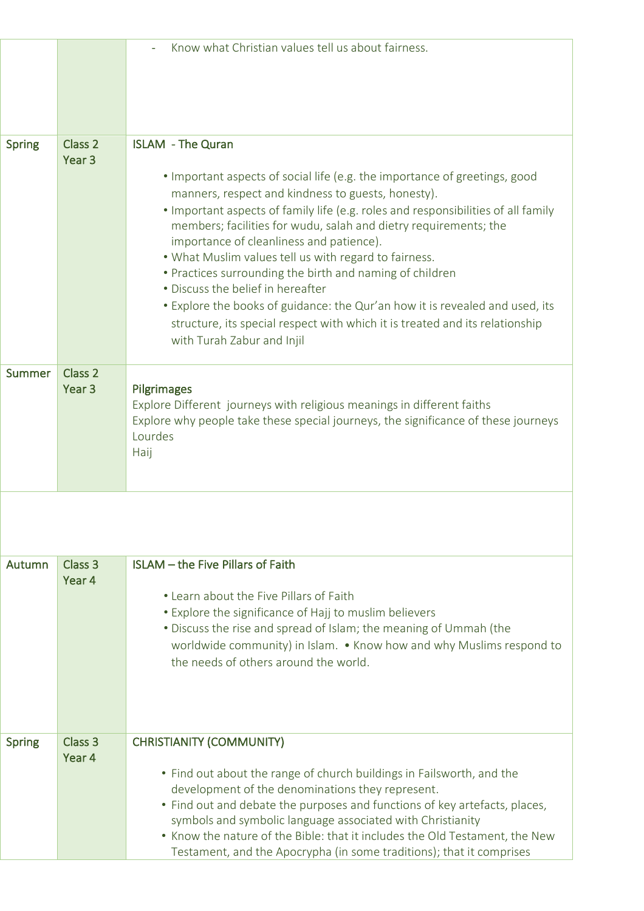| | | |
|---|---|---|
| | | - Know what Christian values tell us about fairness. |
| Spring | Class 2<br>Year 3 | ISLAM - The Quran<br><br>• Important aspects of social life (e.g. the importance of greetings, good manners, respect and kindness to guests, honesty).<br>• Important aspects of family life (e.g. roles and responsibilities of all family members; facilities for wudu, salah and dietry requirements; the importance of cleanliness and patience).<br>• What Muslim values tell us with regard to fairness.<br>• Practices surrounding the birth and naming of children<br>• Discuss the belief in hereafter<br>• Explore the books of guidance: the Qur'an how it is revealed and used, its structure, its special respect with which it is treated and its relationship with Turah Zabur and Injil |
| Summer | Class 2<br>Year 3 | Pilgrimages<br>Explore Different journeys with religious meanings in different faiths<br>Explore why people take these special journeys, the significance of these journeys<br>Lourdes<br>Haij |
| | | |
| Autumn | Class 3<br>Year 4 | ISLAM – the Five Pillars of Faith<br><br>• Learn about the Five Pillars of Faith<br>• Explore the significance of Hajj to muslim believers<br>• Discuss the rise and spread of Islam; the meaning of Ummah (the worldwide community) in Islam. • Know how and why Muslims respond to the needs of others around the world. |
| Spring | Class 3<br>Year 4 | CHRISTIANITY (COMMUNITY)<br><br>• Find out about the range of church buildings in Failsworth, and the development of the denominations they represent.<br>• Find out and debate the purposes and functions of key artefacts, places, symbols and symbolic language associated with Christianity<br>• Know the nature of the Bible: that it includes the Old Testament, the New Testament, and the Apocrypha (in some traditions); that it comprises |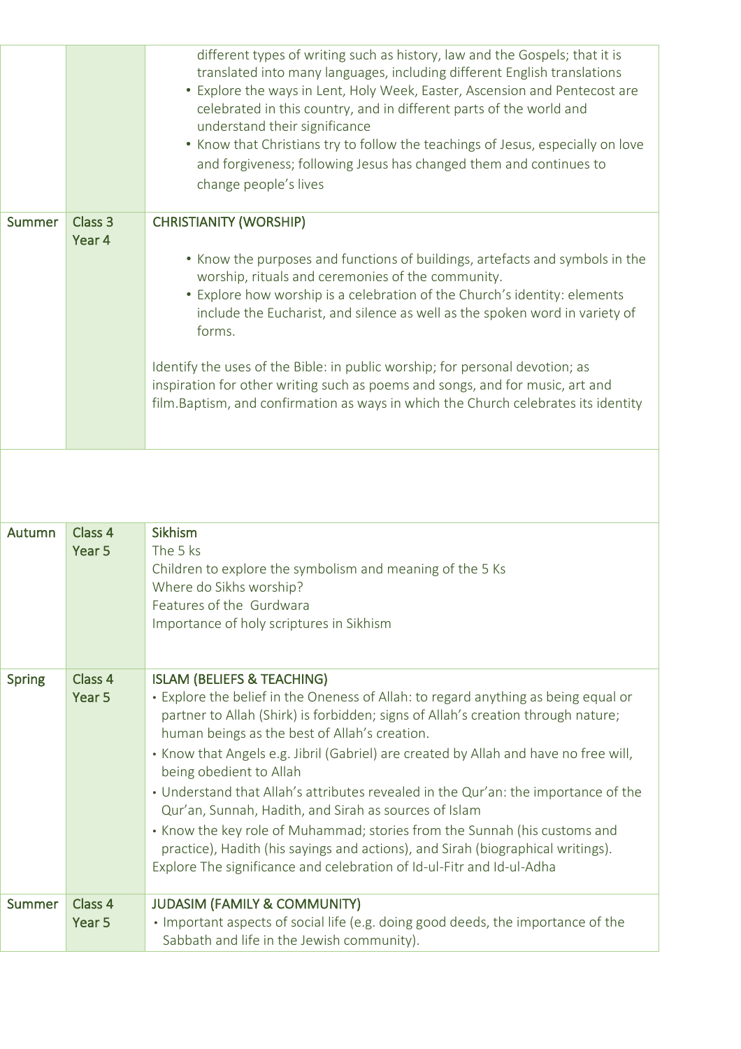| | | |
|---|---|---|
| | | different types of writing such as history, law and the Gospels; that it is translated into many languages, including different English translations<br>• Explore the ways in Lent, Holy Week, Easter, Ascension and Pentecost are celebrated in this country, and in different parts of the world and understand their significance<br>• Know that Christians try to follow the teachings of Jesus, especially on love and forgiveness; following Jesus has changed them and continues to change people's lives |
| Summer | Class 3<br>Year 4 | CHRISTIANITY (WORSHIP)<br>• Know the purposes and functions of buildings, artefacts and symbols in the worship, rituals and ceremonies of the community.<br>• Explore how worship is a celebration of the Church's identity: elements include the Eucharist, and silence as well as the spoken word in variety of forms.<br>Identify the uses of the Bible: in public worship; for personal devotion; as inspiration for other writing such as poems and songs, and for music, art and film.Baptism, and confirmation as ways in which the Church celebrates its identity |
| | | |
| Autumn | Class 4<br>Year 5 | Sikhism<br>The 5 ks<br>Children to explore the symbolism and meaning of the 5 Ks<br>Where do Sikhs worship?<br>Features of the Gurdwara<br>Importance of holy scriptures in Sikhism |
| Spring | Class 4<br>Year 5 | ISLAM (BELIEFS & TEACHING)<br>• Explore the belief in the Oneness of Allah: to regard anything as being equal or partner to Allah (Shirk) is forbidden; signs of Allah's creation through nature; human beings as the best of Allah's creation.<br>• Know that Angels e.g. Jibril (Gabriel) are created by Allah and have no free will, being obedient to Allah<br>• Understand that Allah's attributes revealed in the Qur'an: the importance of the Qur'an, Sunnah, Hadith, and Sirah as sources of Islam<br>• Know the key role of Muhammad; stories from the Sunnah (his customs and practice), Hadith (his sayings and actions), and Sirah (biographical writings).<br>Explore The significance and celebration of Id-ul-Fitr and Id-ul-Adha |
| Summer | Class 4<br>Year 5 | JUDASIM (FAMILY & COMMUNITY)<br>• Important aspects of social life (e.g. doing good deeds, the importance of the Sabbath and life in the Jewish community). |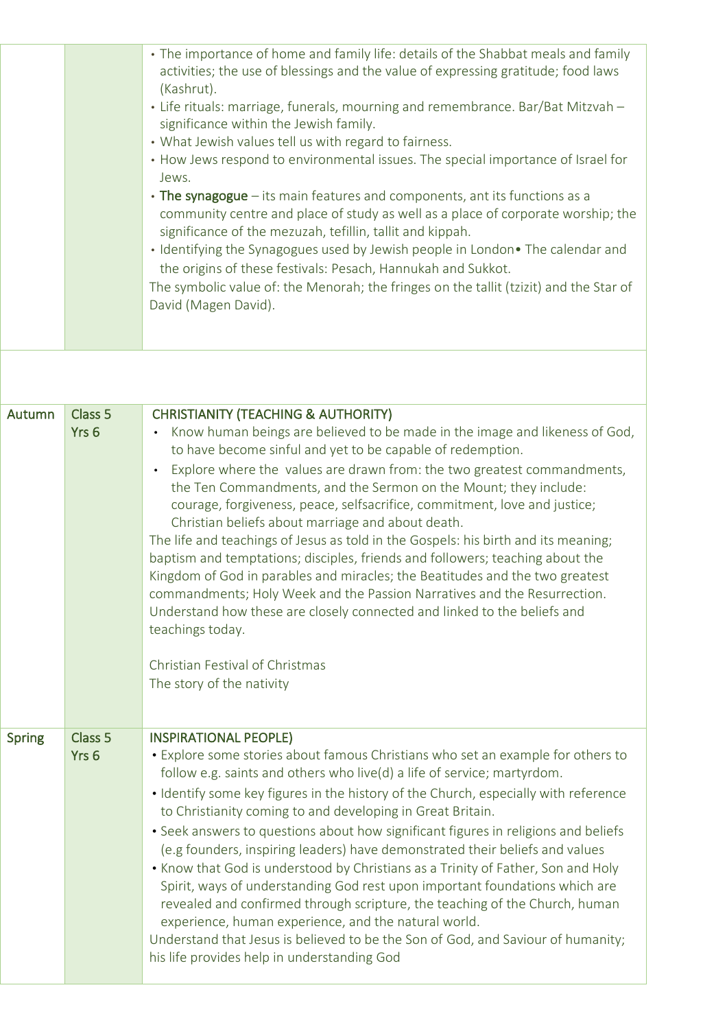| | | |
|---|---|---|
| | | • The importance of home and family life: details of the Shabbat meals and family activities; the use of blessings and the value of expressing gratitude; food laws (Kashrut).<br>• Life rituals: marriage, funerals, mourning and remembrance. Bar/Bat Mitzvah – significance within the Jewish family.<br>• What Jewish values tell us with regard to fairness.<br>• How Jews respond to environmental issues. The special importance of Israel for Jews.<br>• **The synagogue** – its main features and components, ant its functions as a community centre and place of study as well as a place of corporate worship; the significance of the mezuzah, tefillin, tallit and kippah.<br>• Identifying the Synagogues used by Jewish people in London• The calendar and the origins of these festivals: Pesach, Hannukah and Sukkot.<br>The symbolic value of: the Menorah; the fringes on the tallit (tzizit) and the Star of David (Magen David). |
| | | |
| Autumn | Class 5 Yrs 6 | **CHRISTIANITY (TEACHING & AUTHORITY)**<br>• Know human beings are believed to be made in the image and likeness of God, to have become sinful and yet to be capable of redemption.<br>• Explore where the values are drawn from: the two greatest commandments, the Ten Commandments, and the Sermon on the Mount; they include: courage, forgiveness, peace, selfsacrifice, commitment, love and justice; Christian beliefs about marriage and about death.<br>The life and teachings of Jesus as told in the Gospels: his birth and its meaning; baptism and temptations; disciples, friends and followers; teaching about the Kingdom of God in parables and miracles; the Beatitudes and the two greatest commandments; Holy Week and the Passion Narratives and the Resurrection. Understand how these are closely connected and linked to the beliefs and teachings today.<br><br>Christian Festival of Christmas<br>The story of the nativity |
| Spring | Class 5 Yrs 6 | **INSPIRATIONAL PEOPLE)**<br>• Explore some stories about famous Christians who set an example for others to follow e.g. saints and others who live(d) a life of service; martyrdom.<br>• Identify some key figures in the history of the Church, especially with reference to Christianity coming to and developing in Great Britain.<br>• Seek answers to questions about how significant figures in religions and beliefs (e.g founders, inspiring leaders) have demonstrated their beliefs and values<br>• Know that God is understood by Christians as a Trinity of Father, Son and Holy Spirit, ways of understanding God rest upon important foundations which are revealed and confirmed through scripture, the teaching of the Church, human experience, human experience, and the natural world.<br>Understand that Jesus is believed to be the Son of God, and Saviour of humanity; his life provides help in understanding God |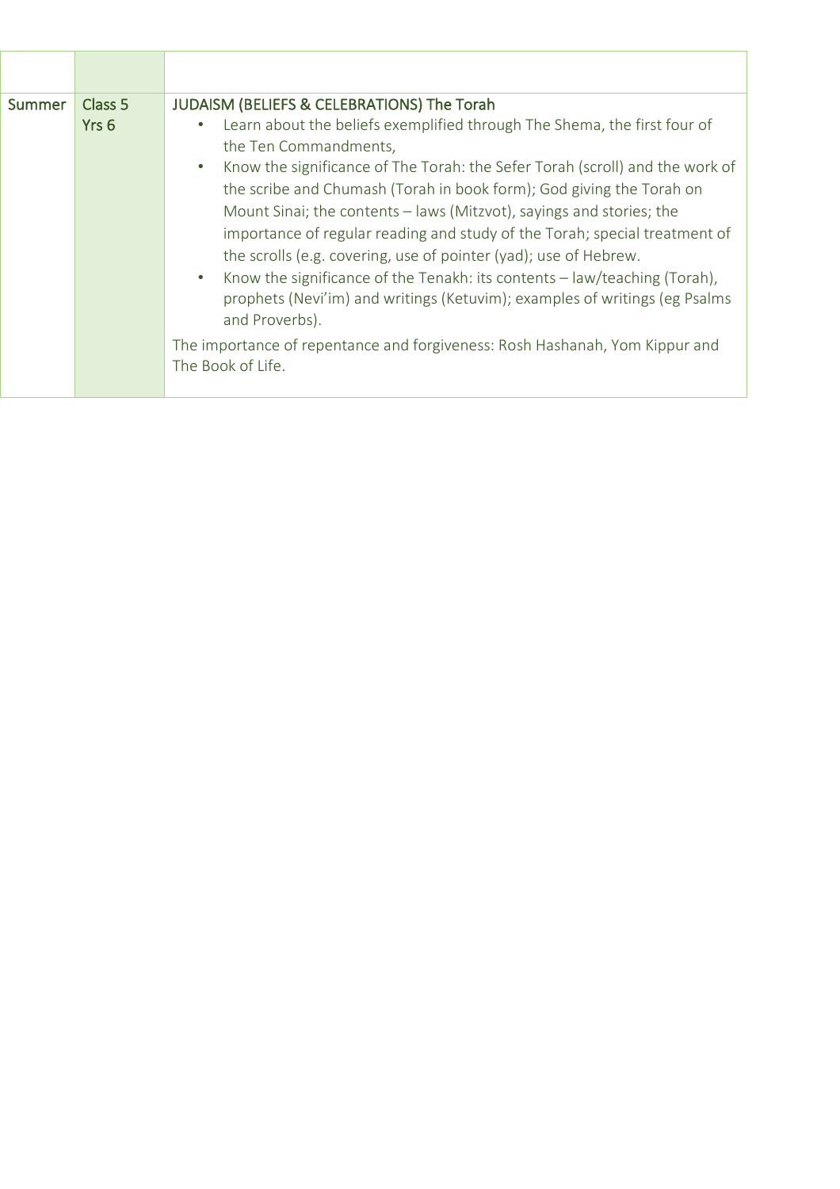| | | |
|---|---|---|
| Summer | Class 5 Yrs 6 | JUDAISM (BELIEFS & CELEBRATIONS) The Torah<br>• Learn about the beliefs exemplified through The Shema, the first four of the Ten Commandments,<br>• Know the significance of The Torah: the Sefer Torah (scroll) and the work of the scribe and Chumash (Torah in book form); God giving the Torah on Mount Sinai; the contents – laws (Mitzvot), sayings and stories; the importance of regular reading and study of the Torah; special treatment of the scrolls (e.g. covering, use of pointer (yad); use of Hebrew.<br>• Know the significance of the Tenakh: its contents – law/teaching (Torah), prophets (Nevi'im) and writings (Ketuvim); examples of writings (eg Psalms and Proverbs).<br>The importance of repentance and forgiveness: Rosh Hashanah, Yom Kippur and The Book of Life. |